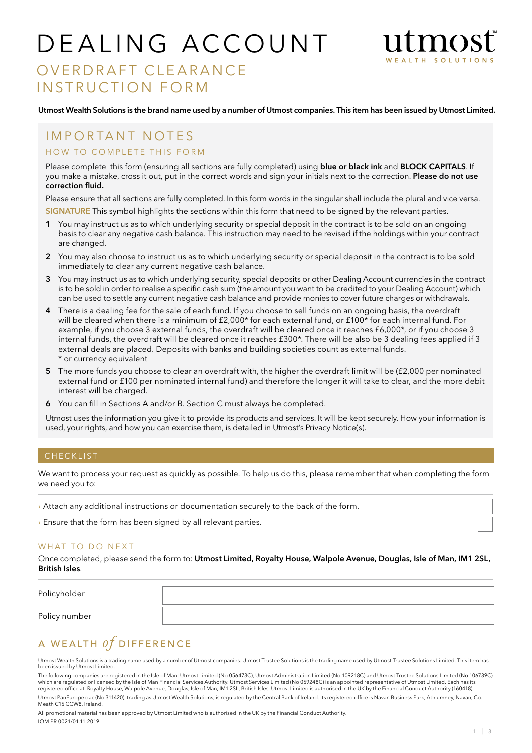# DEALING ACCOUNT

## OVERDRAFT CLEARANCE INSTRUCTION FORM

utmost WEALTH SOLUTIONS

**Utmost Wealth Solutions is the brand name used by a number of Utmost companies. This item has been issued by Utmost Limited.**

## IMPORTANT NOTES

### HOW TO COMPLETE THIS FORM

Please complete this form (ensuring all sections are fully completed) using **blue or black ink** and **BLOCK CAPITALS**. If you make a mistake, cross it out, put in the correct words and sign your initials next to the correction. **Please do not use correction fluid.**

Please ensure that all sections are fully completed. In this form words in the singular shall include the plural and vice versa.

SIGNATURE This symbol highlights the sections within this form that need to be signed by the relevant parties.

1. You may instruct us as to which underlying security or special deposit in the contract is to be sold on an ongoing basis to clear any negative cash balance. This instruction may need to be revised if the holdings within your contract are changed.
2. You may also choose to instruct us as to which underlying security or special deposit in the contract is to be sold immediately to clear any current negative cash balance.
3. You may instruct us as to which underlying security, special deposits or other Dealing Account currencies in the contract is to be sold in order to realise a specific cash sum (the amount you want to be credited to your Dealing Account) which can be used to settle any current negative cash balance and provide monies to cover future charges or withdrawals.
4. There is a dealing fee for the sale of each fund. If you choose to sell funds on an ongoing basis, the overdraft will be cleared when there is a minimum of £2,000* for each external fund, or £100* for each internal fund. For example, if you choose 3 external funds, the overdraft will be cleared once it reaches £6,000*, or if you choose 3 internal funds, the overdraft will be cleared once it reaches £300*. There will be also be 3 dealing fees applied if 3 external deals are placed. Deposits with banks and building societies count as external funds.
   * or currency equivalent
5. The more funds you choose to clear an overdraft with, the higher the overdraft limit will be (£2,000 per nominated external fund or £100 per nominated internal fund) and therefore the longer it will take to clear, and the more debit interest will be charged.
6. You can fill in Sections A and/or B. Section C must always be completed.

Utmost uses the information you give it to provide its products and services. It will be kept securely. How your information is used, your rights, and how you can exercise them, is detailed in Utmost's Privacy Notice(s).

## CHECKLIST

We want to process your request as quickly as possible. To help us do this, please remember that when completing the form we need you to:

- › Attach any additional instructions or documentation securely to the back of the form. ☐
- › Ensure that the form has been signed by all relevant parties. ☐

### WHAT TO DO NEXT

Once completed, please send the form to: **Utmost Limited, Royalty House, Walpole Avenue, Douglas, Isle of Man, IM1 2SL, British Isles**.

| Policyholder | |
|---|---|
| Policy number | |

A WEALTH *of* DIFFERENCE

Utmost Wealth Solutions is a trading name used by a number of Utmost companies. Utmost Trustee Solutions is the trading name used by Utmost Trustee Solutions Limited. This item has been issued by Utmost Limited.

The following companies are registered in the Isle of Man: Utmost Limited (No 056473C), Utmost Administration Limited (No 109218C) and Utmost Trustee Solutions Limited (No 106739C) which are regulated or licensed by the Isle of Man Financial Services Authority. Utmost Services Limited (No 059248C) is an appointed representative of Utmost Limited. Each has its registered office at: Royalty House, Walpole Avenue, Douglas, Isle of Man, IM1 2SL, British Isles. Utmost Limited is authorised in the UK by the Financial Conduct Authority (160418).

Utmost PanEurope dac (No 311420), trading as Utmost Wealth Solutions, is regulated by the Central Bank of Ireland. Its registered office is Navan Business Park, Athlumney, Navan, Co. Meath C15 CCW8, Ireland.

All promotional material has been approved by Utmost Limited who is authorised in the UK by the Financial Conduct Authority.

IOM PR 0021/01.11.2019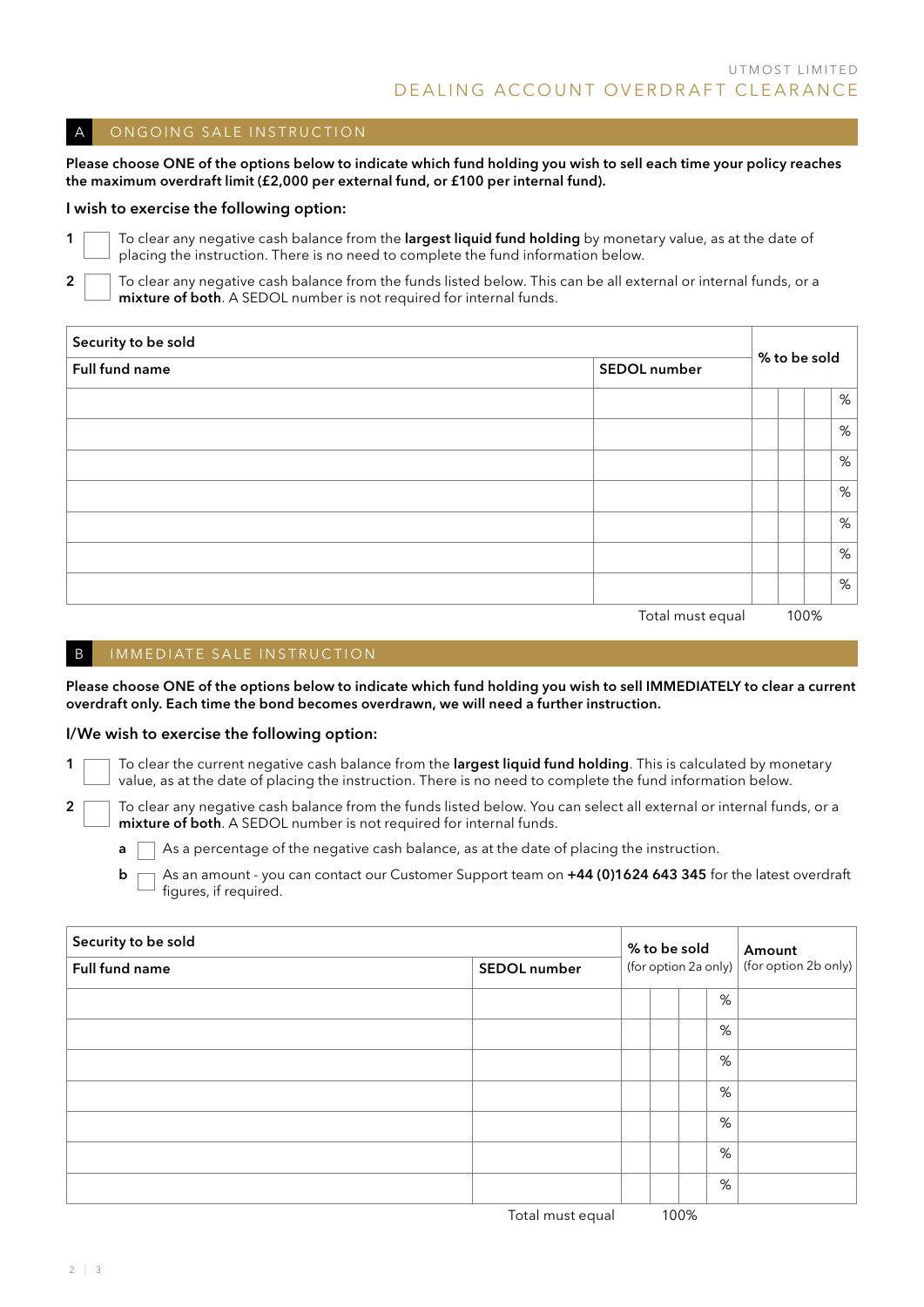UTMOST LIMITED

# DEALING ACCOUNT OVERDRAFT CLEARANCE

## A ONGOING SALE INSTRUCTION

**Please choose ONE of the options below to indicate which fund holding you wish to sell each time your policy reaches the maximum overdraft limit (£2,000 per external fund, or £100 per internal fund).**

**I wish to exercise the following option:**

1 ☐ To clear any negative cash balance from the **largest liquid fund holding** by monetary value, as at the date of placing the instruction. There is no need to complete the fund information below.

2 ☐ To clear any negative cash balance from the funds listed below. This can be all external or internal funds, or a **mixture of both**. A SEDOL number is not required for internal funds.

| Security to be sold | | % to be sold |
|---|---|---|
| **Full fund name** | **SEDOL number** | |
| | | % |
| | | % |
| | | % |
| | | % |
| | | % |
| | | % |
| | | % |
| | Total must equal | 100% |

## B IMMEDIATE SALE INSTRUCTION

**Please choose ONE of the options below to indicate which fund holding you wish to sell IMMEDIATELY to clear a current overdraft only. Each time the bond becomes overdrawn, we will need a further instruction.**

**I/We wish to exercise the following option:**

1 ☐ To clear the current negative cash balance from the **largest liquid fund holding**. This is calculated by monetary value, as at the date of placing the instruction. There is no need to complete the fund information below.

2 ☐ To clear any negative cash balance from the funds listed below. You can select all external or internal funds, or a **mixture of both**. A SEDOL number is not required for internal funds.

- **a** ☐ As a percentage of the negative cash balance, as at the date of placing the instruction.
- **b** ☐ As an amount - you can contact our Customer Support team on **+44 (0)1624 643 345** for the latest overdraft figures, if required.

| Security to be sold | | % to be sold (for option 2a only) | Amount (for option 2b only) |
|---|---|---|---|
| **Full fund name** | **SEDOL number** | | |
| | | % | |
| | | % | |
| | | % | |
| | | % | |
| | | % | |
| | | % | |
| | | % | |
| | Total must equal | 100% | |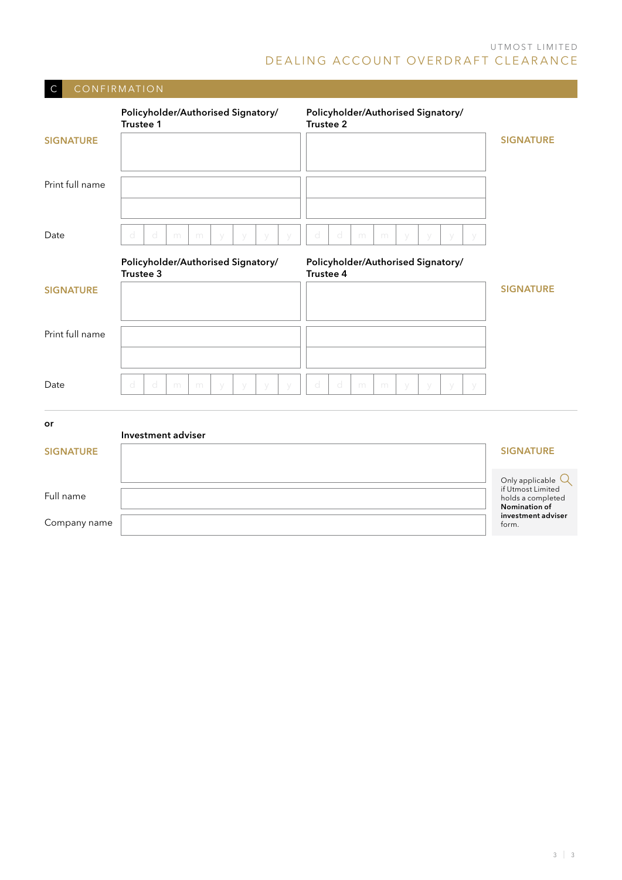## C CONFIRMATION

| | Policyholder/Authorised Signatory/ Trustee 1 | Policyholder/Authorised Signatory/ Trustee 2 | |
|---|---|---|---|
| SIGNATURE | | | SIGNATURE |
| Print full name | | | |
| | | | |
| Date | d d m m y y y y | d d m m y y y y | |

| | Policyholder/Authorised Signatory/ Trustee 3 | Policyholder/Authorised Signatory/ Trustee 4 | |
|---|---|---|---|
| SIGNATURE | | | SIGNATURE |
| Print full name | | | |
| | | | |
| Date | d d m m y y y y | d d m m y y y y | |

**or**

| | Investment adviser | |
|---|---|---|
| SIGNATURE | | SIGNATURE |
| Full name | | Only applicable if Utmost Limited holds a completed **Nomination of investment adviser** form. |
| Company name | | |